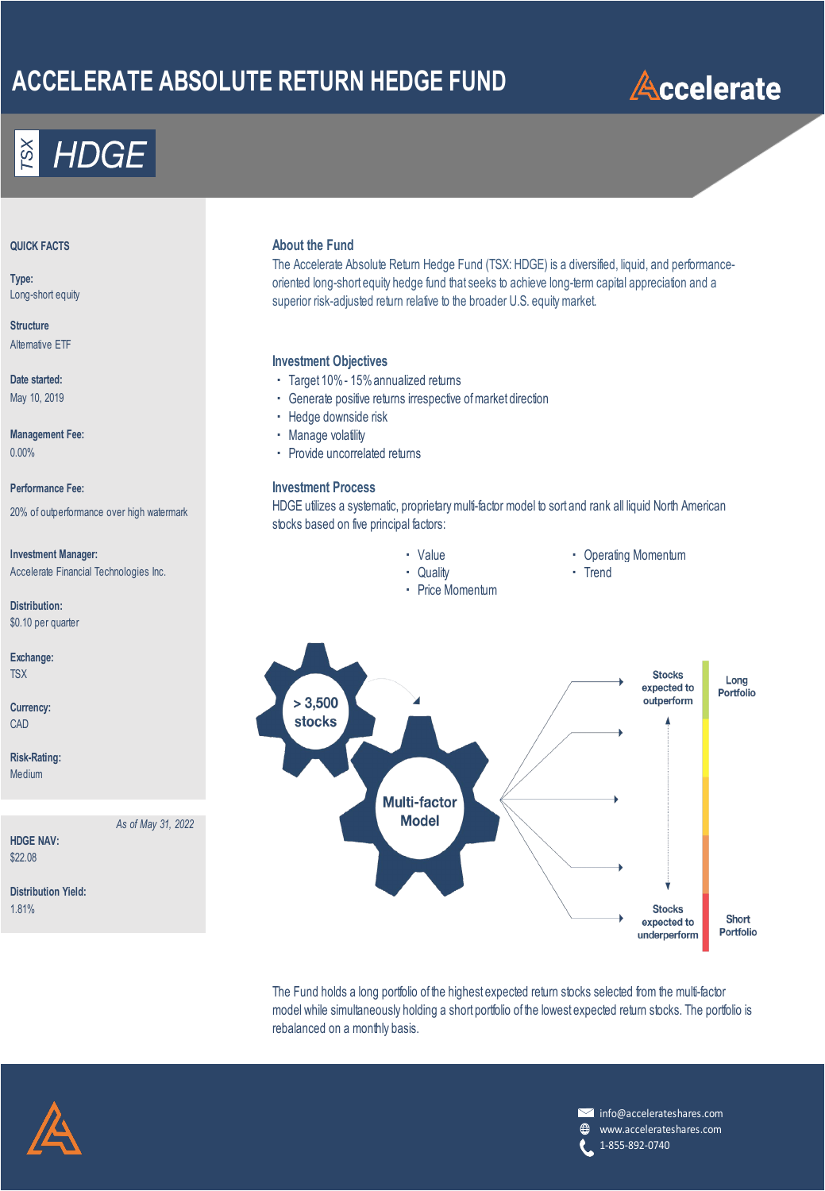# ACCELERATE ABSOLUTE RETURN HEDGE FUND

Accelerate

TSX **HDGE**

## QUICK FACTS

**Type:**
Long-short equity

**Structure**
Alternative ETF

**Date started:**
May 10, 2019

**Management Fee:**
0.00%

**Performance Fee:**
20% of outperformance over high watermark

**Investment Manager:**
Accelerate Financial Technologies Inc.

**Distribution:**
$0.10 per quarter

**Exchange:**
TSX

**Currency:**
CAD

**Risk-Rating:**
Medium

*As of May 31, 2022*

**HDGE NAV:**
$22.08

**Distribution Yield:**
1.81%

## About the Fund

The Accelerate Absolute Return Hedge Fund (TSX: HDGE) is a diversified, liquid, and performance-oriented long-short equity hedge fund that seeks to achieve long-term capital appreciation and a superior risk-adjusted return relative to the broader U.S. equity market.

## Investment Objectives

- Target 10% - 15% annualized returns
- Generate positive returns irrespective of market direction
- Hedge downside risk
- Manage volatility
- Provide uncorrelated returns

## Investment Process

HDGE utilizes a systematic, proprietary multi-factor model to sort and rank all liquid North American stocks based on five principal factors:

- Value
- Quality
- Price Momentum
- Operating Momentum
- Trend

> 3,500 stocks → Multi-factor Model

Stocks expected to outperform — Long Portfolio

Stocks expected to underperform — Short Portfolio

The Fund holds a long portfolio of the highest expected return stocks selected from the multi-factor model while simultaneously holding a short portfolio of the lowest expected return stocks. The portfolio is rebalanced on a monthly basis.

info@accelerateshares.com
www.accelerateshares.com
1-855-892-0740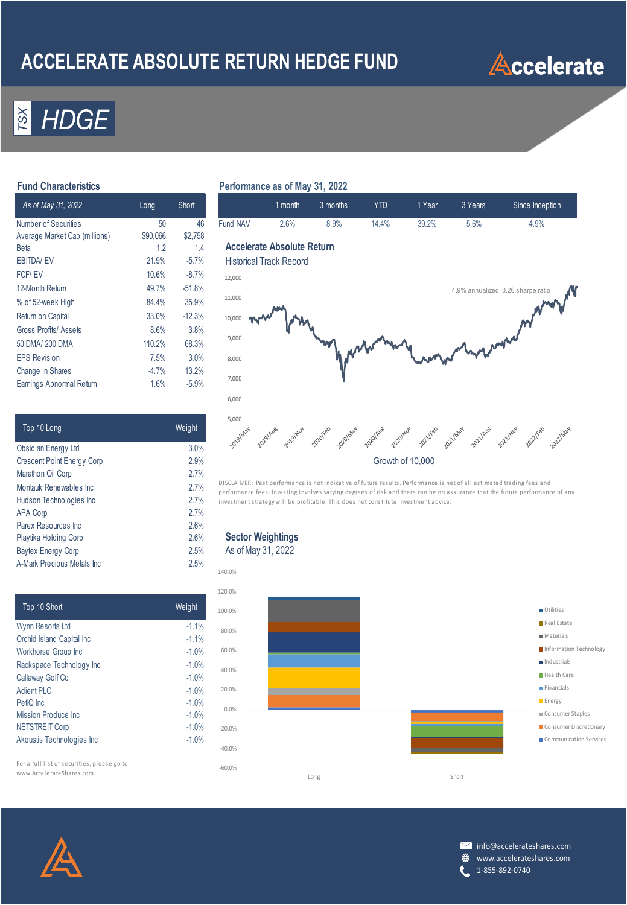# ACCELERATE ABSOLUTE RETURN HEDGE FUND

Accelerate

TSX **HDGE**

## Fund Characteristics

| *As of May 31, 2022* | Long | Short |
|---|---|---|
| Number of Securities | 50 | 46 |
| Average Market Cap (millions) | $90,066 | $2,758 |
| Beta | 1.2 | 1.4 |
| EBITDA/ EV | 21.9% | -5.7% |
| FCF/ EV | 10.6% | -8.7% |
| 12-Month Return | 49.7% | -51.8% |
| % of 52-week High | 84.4% | 35.9% |
| Return on Capital | 33.0% | -12.3% |
| Gross Profits/ Assets | 8.6% | 3.8% |
| 50 DMA/ 200 DMA | 110.2% | 68.3% |
| EPS Revision | 7.5% | 3.0% |
| Change in Shares | -4.7% | 13.2% |
| Earnings Abnormal Return | 1.6% | -5.9% |

| Top 10 Long | Weight |
|---|---|
| Obsidian Energy Ltd | 3.0% |
| Crescent Point Energy Corp | 2.9% |
| Marathon Oil Corp | 2.7% |
| Montauk Renewables Inc | 2.7% |
| Hudson Technologies Inc | 2.7% |
| APA Corp | 2.7% |
| Parex Resources Inc | 2.6% |
| Playtika Holding Corp | 2.6% |
| Baytex Energy Corp | 2.5% |
| A-Mark Precious Metals Inc | 2.5% |

| Top 10 Short | Weight |
|---|---|
| Wynn Resorts Ltd | -1.1% |
| Orchid Island Capital Inc | -1.1% |
| Workhorse Group Inc | -1.0% |
| Rackspace Technology Inc | -1.0% |
| Callaway Golf Co | -1.0% |
| Adient PLC | -1.0% |
| PetIQ Inc | -1.0% |
| Mission Produce Inc | -1.0% |
| NETSTREIT Corp | -1.0% |
| Akoustis Technologies Inc | -1.0% |

For a full list of securities, please go to www.AccelerateShares.com

## Performance as of May 31, 2022

| | 1 month | 3 months | YTD | 1 Year | 3 Years | Since Inception |
|---|---|---|---|---|---|---|
| Fund NAV | 2.6% | 8.9% | 14.4% | 39.2% | 5.6% | 4.9% |

### Accelerate Absolute Return

Historical Track Record

4.9% annualized, 0.26 sharpe ratio

12,000
11,000
10,000
9,000
8,000
7,000
6,000
5,000

2019/May 2019/Aug 2019/Nov 2020/Feb 2020/May 2020/Aug 2020/Nov 2021/Feb 2021/May 2021/Aug 2021/Nov 2022/Feb 2022/May

Growth of 10,000

DISCLAIMER: Past performance is not indicative of future results. Performance is net of all estimated trading fees and performance fees. Investing involves varying degrees of risk and there can be no assurance that the future performance of any investment strategy will be profitable. This does not constitute investment advice.

### Sector Weightings

As of May 31, 2022

140.0%
120.0%
100.0%
80.0%
60.0%
40.0%
20.0%
0.0%
-20.0%
-40.0%
-60.0%

Long
Short

Utilities
Real Estate
Materials
Information Technology
Industrials
Health Care
Financials
Energy
Consumer Staples
Consumer Discretionary
Communication Services

info@accelerateshares.com
www.accelerateshares.com
1-855-892-0740